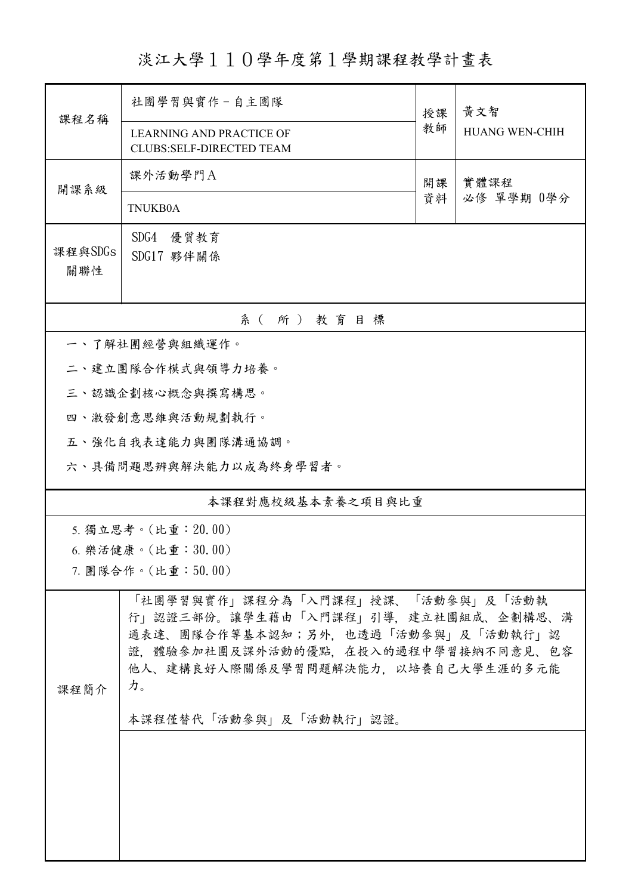# 淡江大學１１０學年度第１學期課程教學計畫表

| 課程名稱 | 社團學習與實作－自主團隊<br>LEARNING AND PRACTICE OF CLUBS:SELF-DIRECTED TEAM | 授課教師 | 黃文智<br>HUANG WEN-CHIH |
| --- | --- | --- | --- |
| 開課系級 | 課外活動學門Ａ<br>TNUKB0A | 開課資料 | 實體課程<br>必修 單學期 0學分 |
| 課程與SDGs關聯性 | SDG4 優質教育<br>SDG17 夥伴關係 | | |

## 系（所）教育目標

一、了解社團經營與組織運作。

二、建立團隊合作模式與領導力培養。

三、認識企劃核心概念與撰寫構思。

四、激發創意思維與活動規劃執行。

五、強化自我表達能力與團隊溝通協調。

六、具備問題思辨與解決能力以成為終身學習者。

## 本課程對應校級基本素養之項目與比重

5. 獨立思考。(比重：20.00)
6. 樂活健康。(比重：30.00)
7. 團隊合作。(比重：50.00)

## 課程簡介

「社團學習與實作」課程分為「入門課程」授課、「活動參與」及「活動執行」認證三部份。讓學生藉由「入門課程」引導，建立社團組成、企劃構思、溝通表達、團隊合作等基本認知；另外，也透過「活動參與」及「活動執行」認證，體驗參加社團及課外活動的優點，在投入的過程中學習接納不同意見、包容他人、建構良好人際關係及學習問題解決能力，以培養自己大學生涯的多元能力。

本課程僅替代「活動參與」及「活動執行」認證。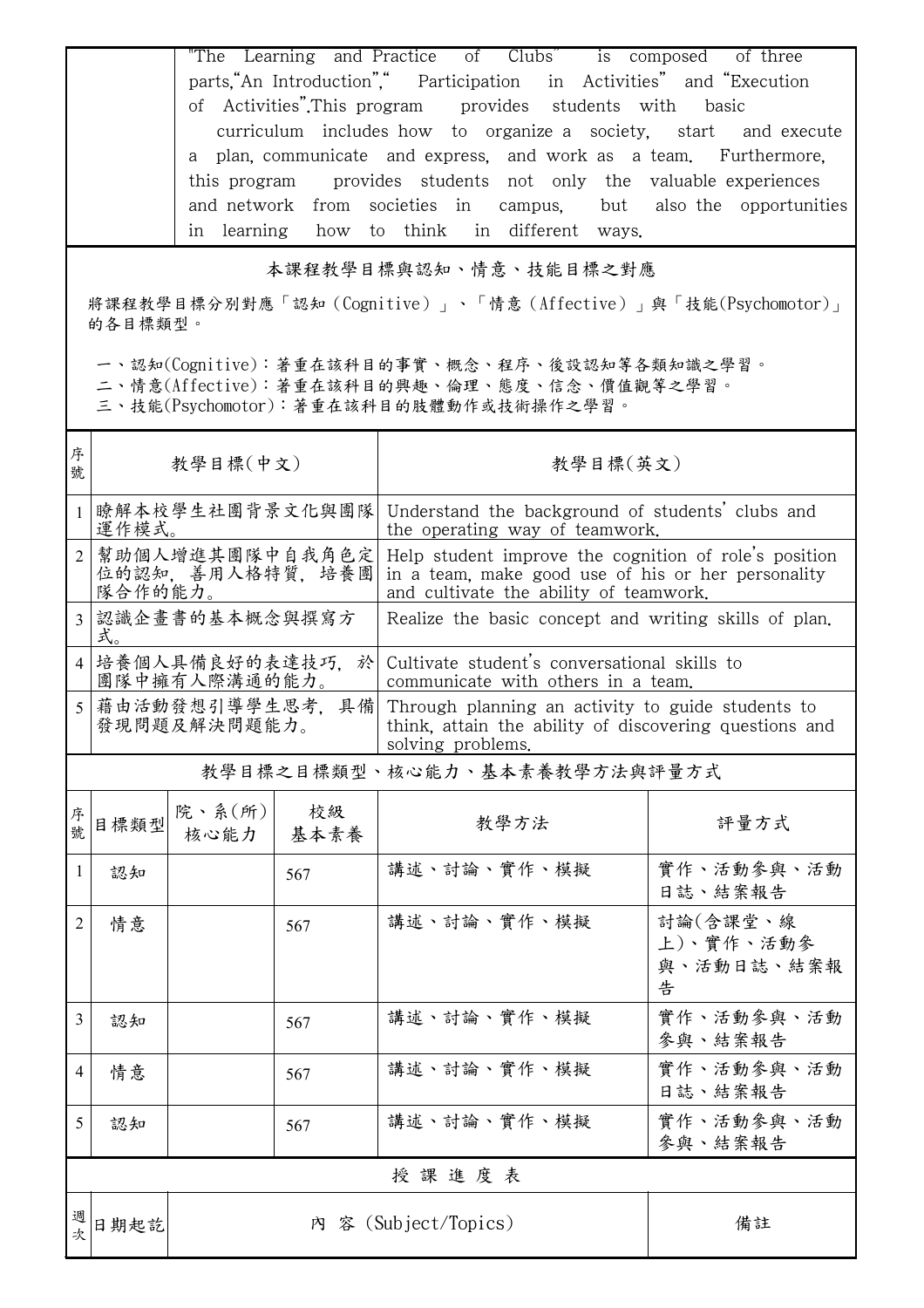| | "The Learning and Practice of Clubs" is composed of three parts,"An Introduction"," Participation in Activities" and "Execution of Activities".This program provides students with basic curriculum includes how to organize a society, start and execute a plan, communicate and express, and work as a team. Furthermore, this program provides students not only the valuable experiences and network from societies in campus, but also the opportunities in learning how to think in different ways. |
|---|---|

## 本課程教學目標與認知、情意、技能目標之對應

將課程教學目標分別對應「認知（Cognitive）」、「情意（Affective）」與「技能(Psychomotor)」的各目標類型。

一、認知(Cognitive)：著重在該科目的事實、概念、程序、後設認知等各類知識之學習。
二、情意(Affective)：著重在該科目的興趣、倫理、態度、信念、價值觀等之學習。
三、技能(Psychomotor)：著重在該科目的肢體動作或技術操作之學習。

| 序號 | 教學目標(中文) | 教學目標(英文) |
|---|---|---|
| 1 | 瞭解本校學生社團背景文化與團隊運作模式。 | Understand the background of students' clubs and the operating way of teamwork. |
| 2 | 幫助個人增進其團隊中自我角色定位的認知，善用人格特質，培養團隊合作的能力。 | Help student improve the cognition of role's position in a team, make good use of his or her personality and cultivate the ability of teamwork. |
| 3 | 認識企畫書的基本概念與撰寫方式。 | Realize the basic concept and writing skills of plan. |
| 4 | 培養個人具備良好的表達技巧，於團隊中擁有人際溝通的能力。 | Cultivate student's conversational skills to communicate with others in a team. |
| 5 | 藉由活動發想引導學生思考，具備發現問題及解決問題能力。 | Through planning an activity to guide students to think, attain the ability of discovering questions and solving problems. |

## 教學目標之目標類型、核心能力、基本素養教學方法與評量方式

| 序號 | 目標類型 | 院、系(所)核心能力 | 校級基本素養 | 教學方法 | 評量方式 |
|---|---|---|---|---|---|
| 1 | 認知 | | 567 | 講述、討論、實作、模擬 | 實作、活動參與、活動日誌、結案報告 |
| 2 | 情意 | | 567 | 講述、討論、實作、模擬 | 討論(含課堂、線上)、實作、活動參與、活動日誌、結案報告 |
| 3 | 認知 | | 567 | 講述、討論、實作、模擬 | 實作、活動參與、活動參與、結案報告 |
| 4 | 情意 | | 567 | 講述、討論、實作、模擬 | 實作、活動參與、活動日誌、結案報告 |
| 5 | 認知 | | 567 | 講述、討論、實作、模擬 | 實作、活動參與、活動參與、結案報告 |

## 授 課 進 度 表

| 週次 | 日期起訖 | 內 容 (Subject/Topics) | 備註 |
|---|---|---|---|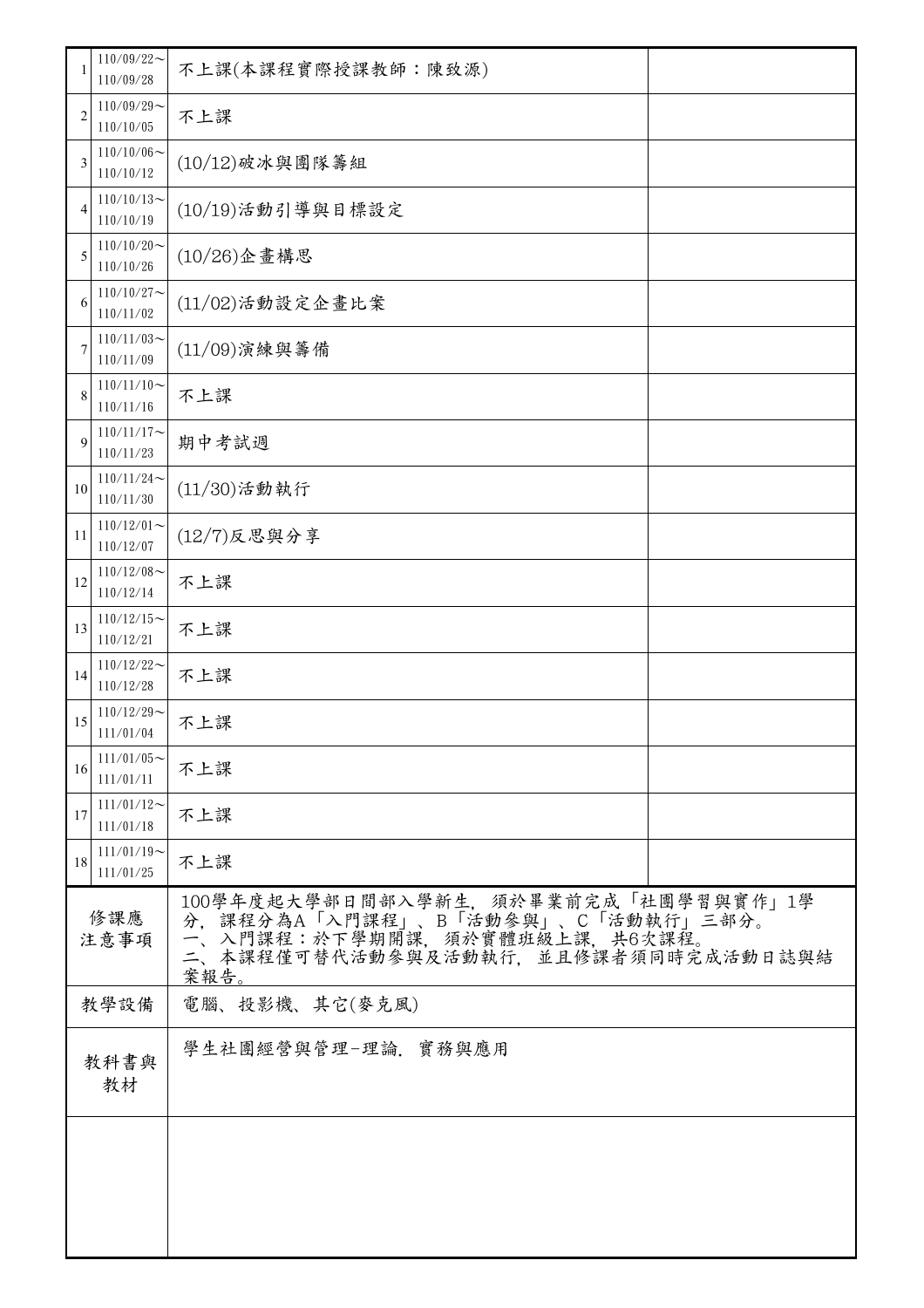| | | | |
|---|---|---|---|
| 1 | 110/09/22～<br>110/09/28 | 不上課(本課程實際授課教師：陳致源) | |
| 2 | 110/09/29～<br>110/10/05 | 不上課 | |
| 3 | 110/10/06～<br>110/10/12 | (10/12)破冰與團隊籌組 | |
| 4 | 110/10/13～<br>110/10/19 | (10/19)活動引導與目標設定 | |
| 5 | 110/10/20～<br>110/10/26 | (10/26)企畫構思 | |
| 6 | 110/10/27～<br>110/11/02 | (11/02)活動設定企畫比案 | |
| 7 | 110/11/03～<br>110/11/09 | (11/09)演練與籌備 | |
| 8 | 110/11/10～<br>110/11/16 | 不上課 | |
| 9 | 110/11/17～<br>110/11/23 | 期中考試週 | |
| 10 | 110/11/24～<br>110/11/30 | (11/30)活動執行 | |
| 11 | 110/12/01～<br>110/12/07 | (12/7)反思與分享 | |
| 12 | 110/12/08～<br>110/12/14 | 不上課 | |
| 13 | 110/12/15～<br>110/12/21 | 不上課 | |
| 14 | 110/12/22～<br>110/12/28 | 不上課 | |
| 15 | 110/12/29～<br>111/01/04 | 不上課 | |
| 16 | 111/01/05～<br>111/01/11 | 不上課 | |
| 17 | 111/01/12～<br>111/01/18 | 不上課 | |
| 18 | 111/01/19～<br>111/01/25 | 不上課 | |

| | |
|---|---|
| 修課應注意事項 | 100學年度起大學部日間部入學新生，須於畢業前完成「社團學習與實作」1學分，課程分為A「入門課程」、B「活動參與」、C「活動執行」三部分。<br>一、入門課程：於下學期開課，須於實體班級上課，共6次課程。<br>二、本課程僅可替代活動參與及活動執行，並且修課者須同時完成活動日誌與結案報告。 |
| 教學設備 | 電腦、投影機、其它(麥克風) |
| 教科書與教材 | 學生社團經營與管理-理論，實務與應用 |
| | |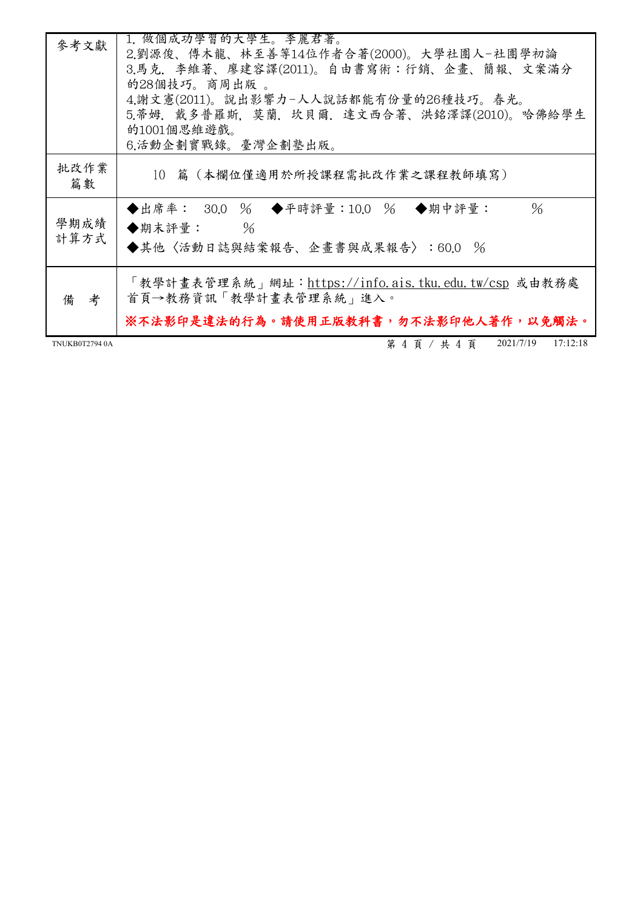| | |
|---|---|
| 參考文獻 | 1. 做個成功學習的大學生。李麗君著。<br>2.劉源俊、傅木龍、林至善等14位作者合著(2000)。大學社團人-社團學初論<br>3.馬克. 李維著、廖建容譯(2011)。自由書寫術：行銷、企畫、簡報、文案滿分的28個技巧。商周出版 。<br>4.謝文憲(2011)。說出影響力-人人說話都能有份量的26種技巧。春光。<br>5.蒂姆. 戴多普羅斯, 莫蘭. 坎貝爾. 達文西合著、洪銘澤譯(2010)。哈佛給學生的1001個思維遊戲。<br>6.活動企劃實戰錄。臺灣企劃塾出版。 |
| 批改作業篇數 | 10 篇（本欄位僅適用於所授課程需批改作業之課程教師填寫） |
| 學期成績計算方式 | ◆出席率： 30.0 % ◆平時評量：10.0 % ◆期中評量： %<br>◆期末評量： %<br>◆其他〈活動日誌與結案報告、企畫書與成果報告〉：60.0 % |
| 備　考 | 「教學計畫表管理系統」網址：https://info.ais.tku.edu.tw/csp 或由教務處首頁→教務資訊「教學計畫表管理系統」進入。<br>**※不法影印是違法的行為。請使用正版教科書，勿不法影印他人著作，以免觸法。** |

TNUKB0T2794 0A　　2021/7/19　17:12:18